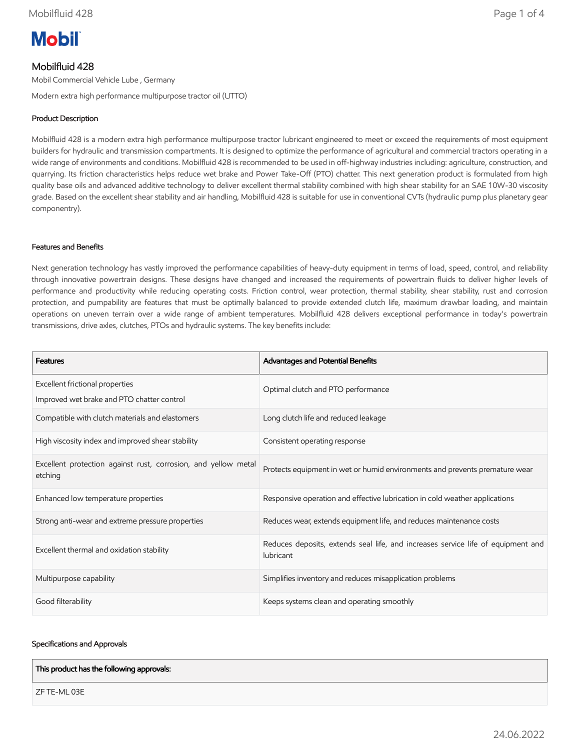# Mobilfluid 428

Mobil Commercial Vehicle Lube , Germany

Modern extra high performance multipurpose tractor oil (UTTO)

## Product Description

Mobilfluid 428 is a modern extra high performance multipurpose tractor lubricant engineered to meet or exceed the requirements of most equipment builders for hydraulic and transmission compartments. It is designed to optimize the performance of agricultural and commercial tractors operating in a wide range of environments and conditions. Mobilfluid 428 is recommended to be used in off-highway industries including: agriculture, construction, and quarrying. Its friction characteristics helps reduce wet brake and Power Take-Off (PTO) chatter. This next generation product is formulated from high quality base oils and advanced additive technology to deliver excellent thermal stability combined with high shear stability for an SAE 10W-30 viscosity grade. Based on the excellent shear stability and air handling, Mobilfluid 428 is suitable for use in conventional CVTs (hydraulic pump plus planetary gear componentry).

## Features and Benefits

Next generation technology has vastly improved the performance capabilities of heavy-duty equipment in terms of load, speed, control, and reliability through innovative powertrain designs. These designs have changed and increased the requirements of powertrain fluids to deliver higher levels of performance and productivity while reducing operating costs. Friction control, wear protection, thermal stability, shear stability, rust and corrosion protection, and pumpability are features that must be optimally balanced to provide extended clutch life, maximum drawbar loading, and maintain operations on uneven terrain over a wide range of ambient temperatures. Mobilfluid 428 delivers exceptional performance in today's powertrain transmissions, drive axles, clutches, PTOs and hydraulic systems. The key benefits include:

| Features | Advantages and Potential Benefits |
| --- | --- |
| Excellent frictional properties<br>Improved wet brake and PTO chatter control | Optimal clutch and PTO performance |
| Compatible with clutch materials and elastomers | Long clutch life and reduced leakage |
| High viscosity index and improved shear stability | Consistent operating response |
| Excellent protection against rust, corrosion, and yellow metal etching | Protects equipment in wet or humid environments and prevents premature wear |
| Enhanced low temperature properties | Responsive operation and effective lubrication in cold weather applications |
| Strong anti-wear and extreme pressure properties | Reduces wear, extends equipment life, and reduces maintenance costs |
| Excellent thermal and oxidation stability | Reduces deposits, extends seal life, and increases service life of equipment and lubricant |
| Multipurpose capability | Simplifies inventory and reduces misapplication problems |
| Good filterability | Keeps systems clean and operating smoothly |

## Specifications and Approvals

| This product has the following approvals: |
| --- |
| ZF TE-ML 03E |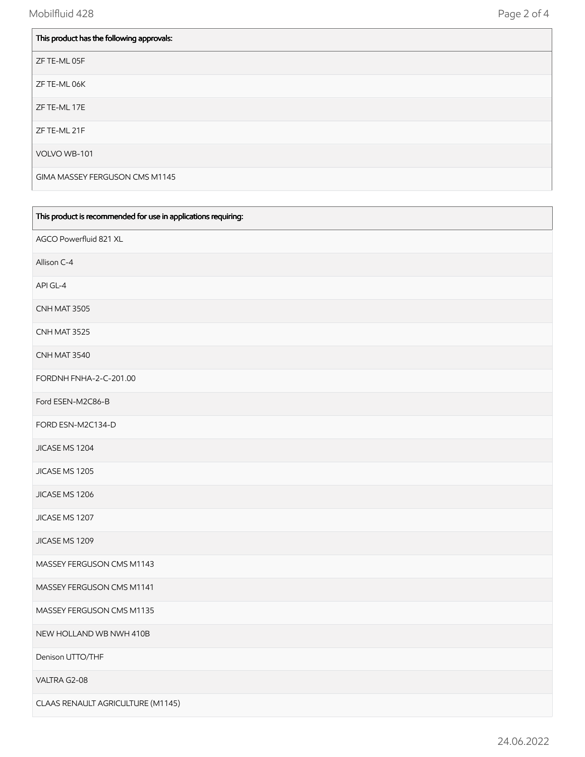| This product has the following approvals: |
| --- |
| ZF TE-ML 05F |
| ZF TE-ML 06K |
| ZF TE-ML 17E |
| ZF TE-ML 21F |
| VOLVO WB-101 |
| GIMA MASSEY FERGUSON CMS M1145 |

| This product is recommended for use in applications requiring: |
| --- |
| AGCO Powerfluid 821 XL |
| Allison C-4 |
| API GL-4 |
| CNH MAT 3505 |
| CNH MAT 3525 |
| CNH MAT 3540 |
| FORDNH FNHA-2-C-201.00 |
| Ford ESEN-M2C86-B |
| FORD ESN-M2C134-D |
| JICASE MS 1204 |
| JICASE MS 1205 |
| JICASE MS 1206 |
| JICASE MS 1207 |
| JICASE MS 1209 |
| MASSEY FERGUSON CMS M1143 |
| MASSEY FERGUSON CMS M1141 |
| MASSEY FERGUSON CMS M1135 |
| NEW HOLLAND WB NWH 410B |
| Denison UTTO/THF |
| VALTRA G2-08 |
| CLAAS RENAULT AGRICULTURE (M1145) |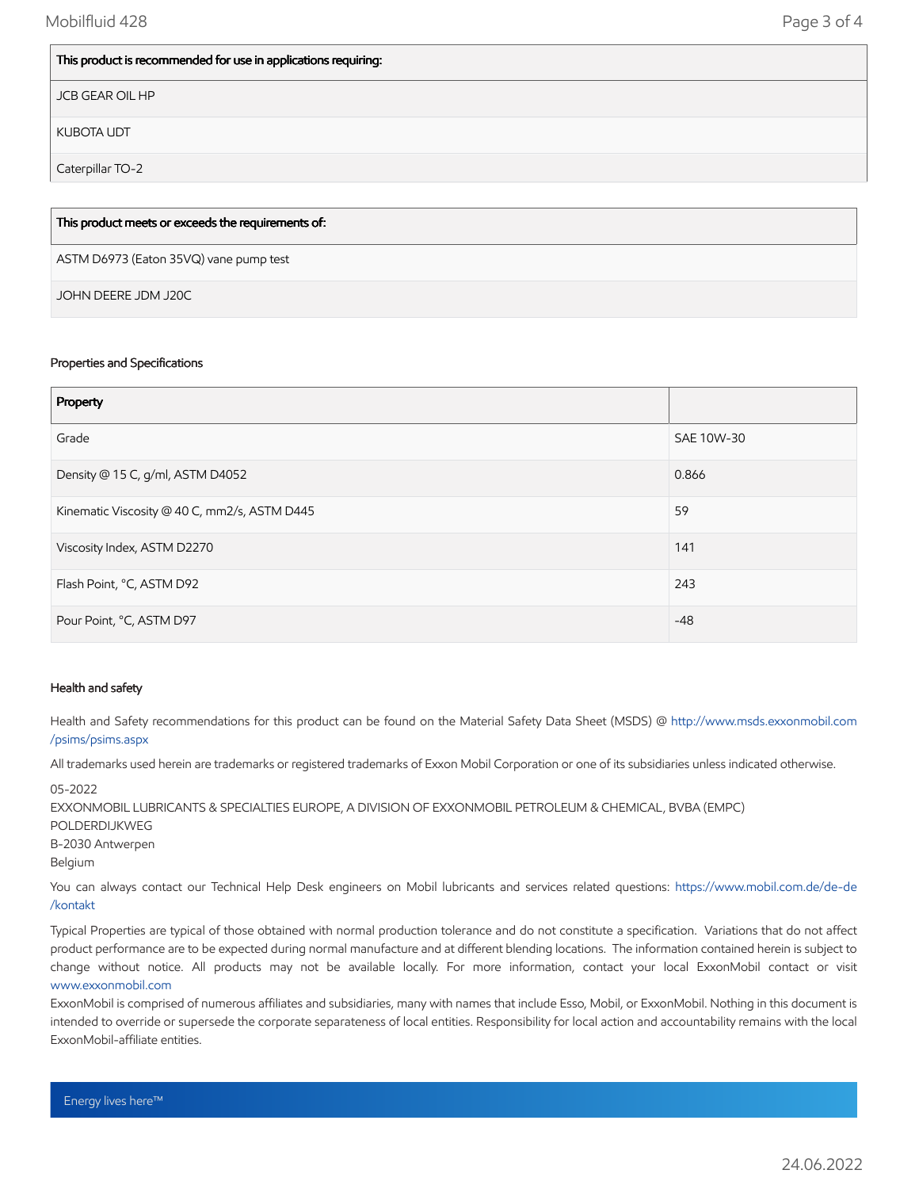| This product is recommended for use in applications requiring: |
| --- |
| JCB GEAR OIL HP |
| KUBOTA UDT |
| Caterpillar TO-2 |

| This product meets or exceeds the requirements of: |
| --- |
| ASTM D6973 (Eaton 35VQ) vane pump test |
| JOHN DEERE JDM J20C |

### Properties and Specifications

| Property | |
| --- | --- |
| Grade | SAE 10W-30 |
| Density @ 15 C, g/ml, ASTM D4052 | 0.866 |
| Kinematic Viscosity @ 40 C, mm2/s, ASTM D445 | 59 |
| Viscosity Index, ASTM D2270 | 141 |
| Flash Point, °C, ASTM D92 | 243 |
| Pour Point, °C, ASTM D97 | -48 |

### Health and safety

Health and Safety recommendations for this product can be found on the Material Safety Data Sheet (MSDS) @ http://www.msds.exxonmobil.com/psims/psims.aspx

All trademarks used herein are trademarks or registered trademarks of Exxon Mobil Corporation or one of its subsidiaries unless indicated otherwise.

05-2022
EXXONMOBIL LUBRICANTS & SPECIALTIES EUROPE, A DIVISION OF EXXONMOBIL PETROLEUM & CHEMICAL, BVBA (EMPC)
POLDERDIJKWEG
B-2030 Antwerpen
Belgium

You can always contact our Technical Help Desk engineers on Mobil lubricants and services related questions: https://www.mobil.com.de/de-de/kontakt

Typical Properties are typical of those obtained with normal production tolerance and do not constitute a specification. Variations that do not affect product performance are to be expected during normal manufacture and at different blending locations. The information contained herein is subject to change without notice. All products may not be available locally. For more information, contact your local ExxonMobil contact or visit www.exxonmobil.com

ExxonMobil is comprised of numerous affiliates and subsidiaries, many with names that include Esso, Mobil, or ExxonMobil. Nothing in this document is intended to override or supersede the corporate separateness of local entities. Responsibility for local action and accountability remains with the local ExxonMobil-affiliate entities.

Energy lives here™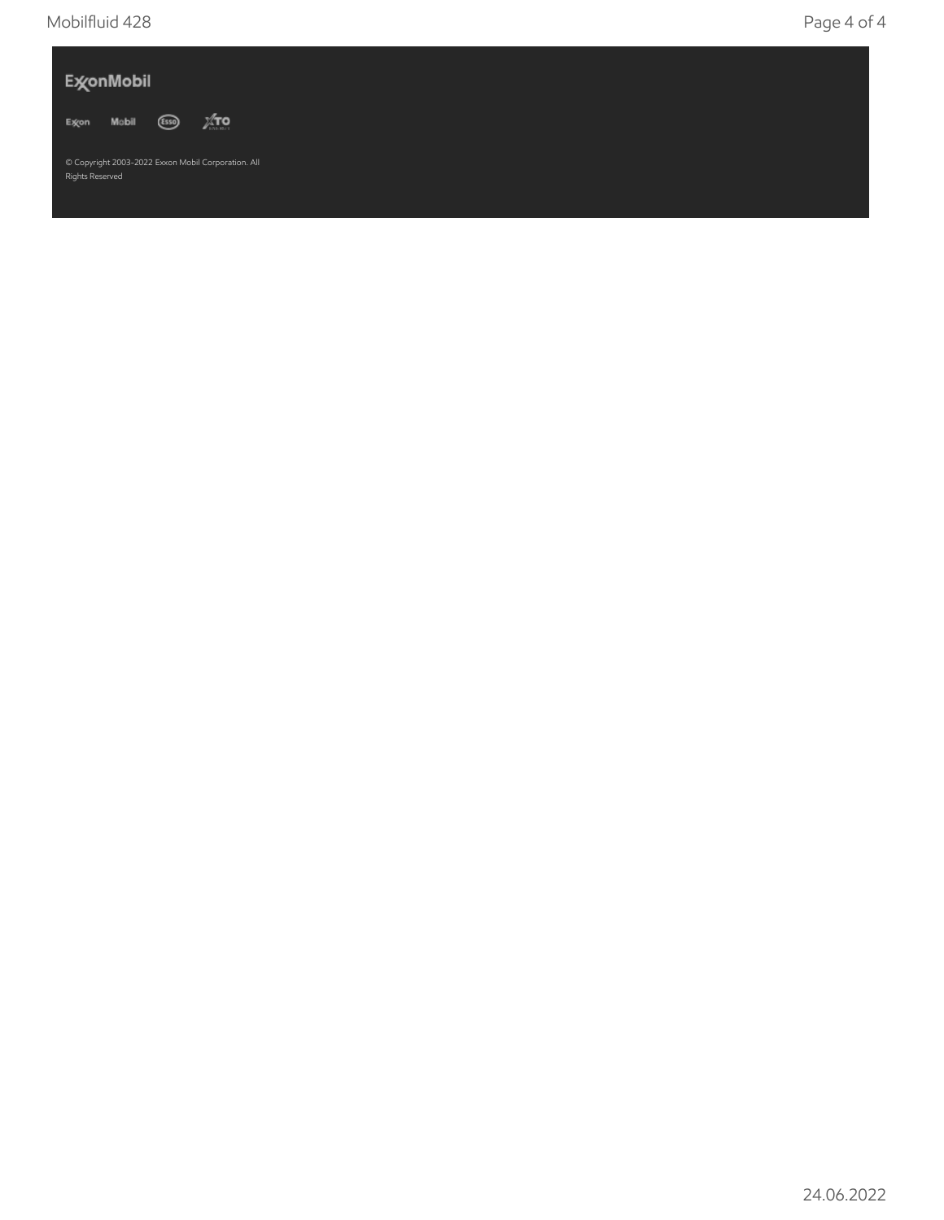ExxonMobil

Exxon Mobil Esso XTO

© Copyright 2003-2022 Exxon Mobil Corporation. All Rights Reserved